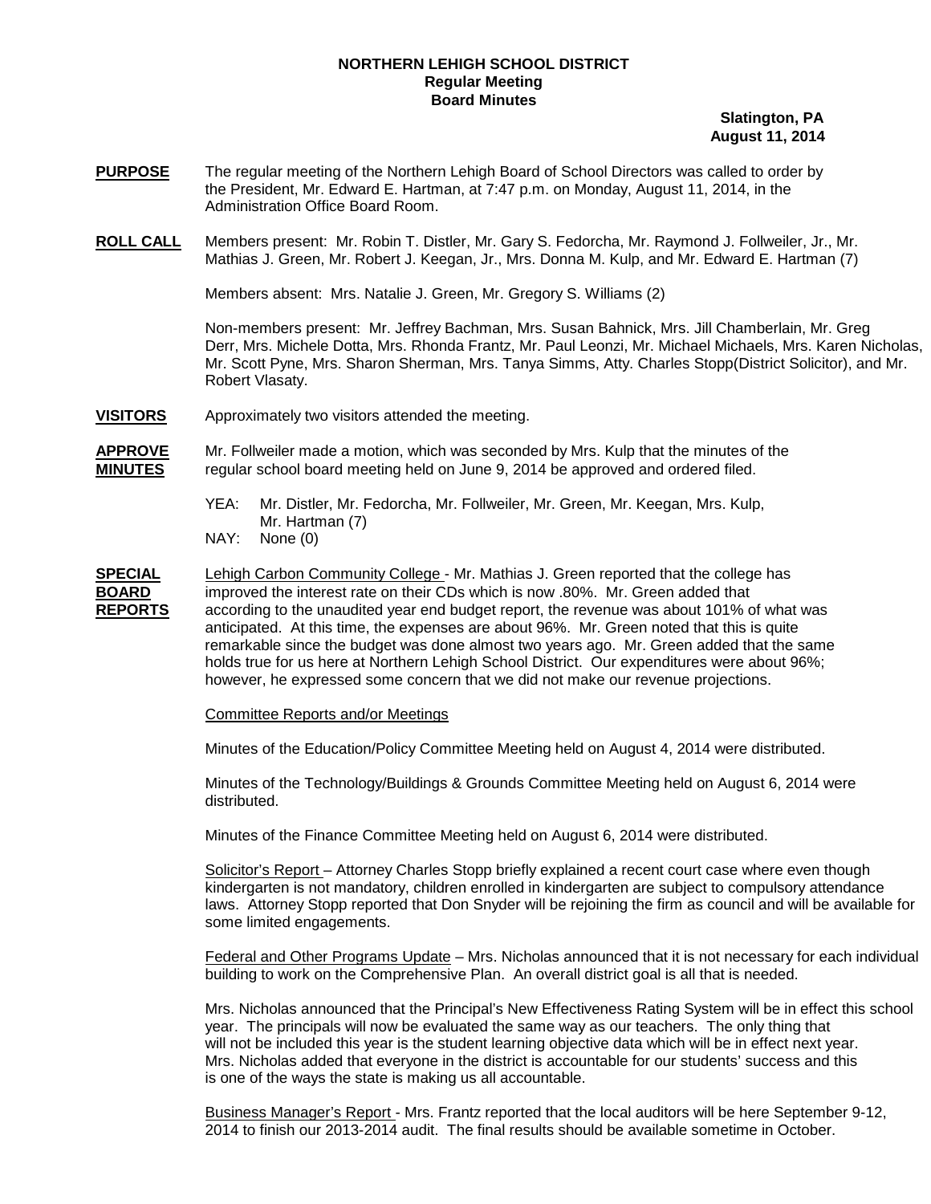**NORTHERN LEHIGH SCHOOL DISTRICT**
**Regular Meeting**
**Board Minutes**

**Slatington, PA**
**August 11, 2014**

**PURPOSE** The regular meeting of the Northern Lehigh Board of School Directors was called to order by the President, Mr. Edward E. Hartman, at 7:47 p.m. on Monday, August 11, 2014, in the Administration Office Board Room.

**ROLL CALL** Members present: Mr. Robin T. Distler, Mr. Gary S. Fedorcha, Mr. Raymond J. Follweiler, Jr., Mr. Mathias J. Green, Mr. Robert J. Keegan, Jr., Mrs. Donna M. Kulp, and Mr. Edward E. Hartman (7)

Members absent: Mrs. Natalie J. Green, Mr. Gregory S. Williams (2)

Non-members present: Mr. Jeffrey Bachman, Mrs. Susan Bahnick, Mrs. Jill Chamberlain, Mr. Greg Derr, Mrs. Michele Dotta, Mrs. Rhonda Frantz, Mr. Paul Leonzi, Mr. Michael Michaels, Mrs. Karen Nicholas, Mr. Scott Pyne, Mrs. Sharon Sherman, Mrs. Tanya Simms, Atty. Charles Stopp(District Solicitor), and Mr. Robert Vlasaty.

**VISITORS** Approximately two visitors attended the meeting.

**APPROVE MINUTES** Mr. Follweiler made a motion, which was seconded by Mrs. Kulp that the minutes of the regular school board meeting held on June 9, 2014 be approved and ordered filed.

YEA: Mr. Distler, Mr. Fedorcha, Mr. Follweiler, Mr. Green, Mr. Keegan, Mrs. Kulp, Mr. Hartman (7)
NAY: None (0)

**SPECIAL BOARD REPORTS** Lehigh Carbon Community College - Mr. Mathias J. Green reported that the college has improved the interest rate on their CDs which is now .80%. Mr. Green added that according to the unaudited year end budget report, the revenue was about 101% of what was anticipated. At this time, the expenses are about 96%. Mr. Green noted that this is quite remarkable since the budget was done almost two years ago. Mr. Green added that the same holds true for us here at Northern Lehigh School District. Our expenditures were about 96%; however, he expressed some concern that we did not make our revenue projections.

Committee Reports and/or Meetings

Minutes of the Education/Policy Committee Meeting held on August 4, 2014 were distributed.

Minutes of the Technology/Buildings & Grounds Committee Meeting held on August 6, 2014 were distributed.

Minutes of the Finance Committee Meeting held on August 6, 2014 were distributed.

Solicitor's Report – Attorney Charles Stopp briefly explained a recent court case where even though kindergarten is not mandatory, children enrolled in kindergarten are subject to compulsory attendance laws. Attorney Stopp reported that Don Snyder will be rejoining the firm as council and will be available for some limited engagements.

Federal and Other Programs Update – Mrs. Nicholas announced that it is not necessary for each individual building to work on the Comprehensive Plan. An overall district goal is all that is needed.

Mrs. Nicholas announced that the Principal's New Effectiveness Rating System will be in effect this school year. The principals will now be evaluated the same way as our teachers. The only thing that will not be included this year is the student learning objective data which will be in effect next year. Mrs. Nicholas added that everyone in the district is accountable for our students' success and this is one of the ways the state is making us all accountable.

Business Manager's Report - Mrs. Frantz reported that the local auditors will be here September 9-12, 2014 to finish our 2013-2014 audit. The final results should be available sometime in October.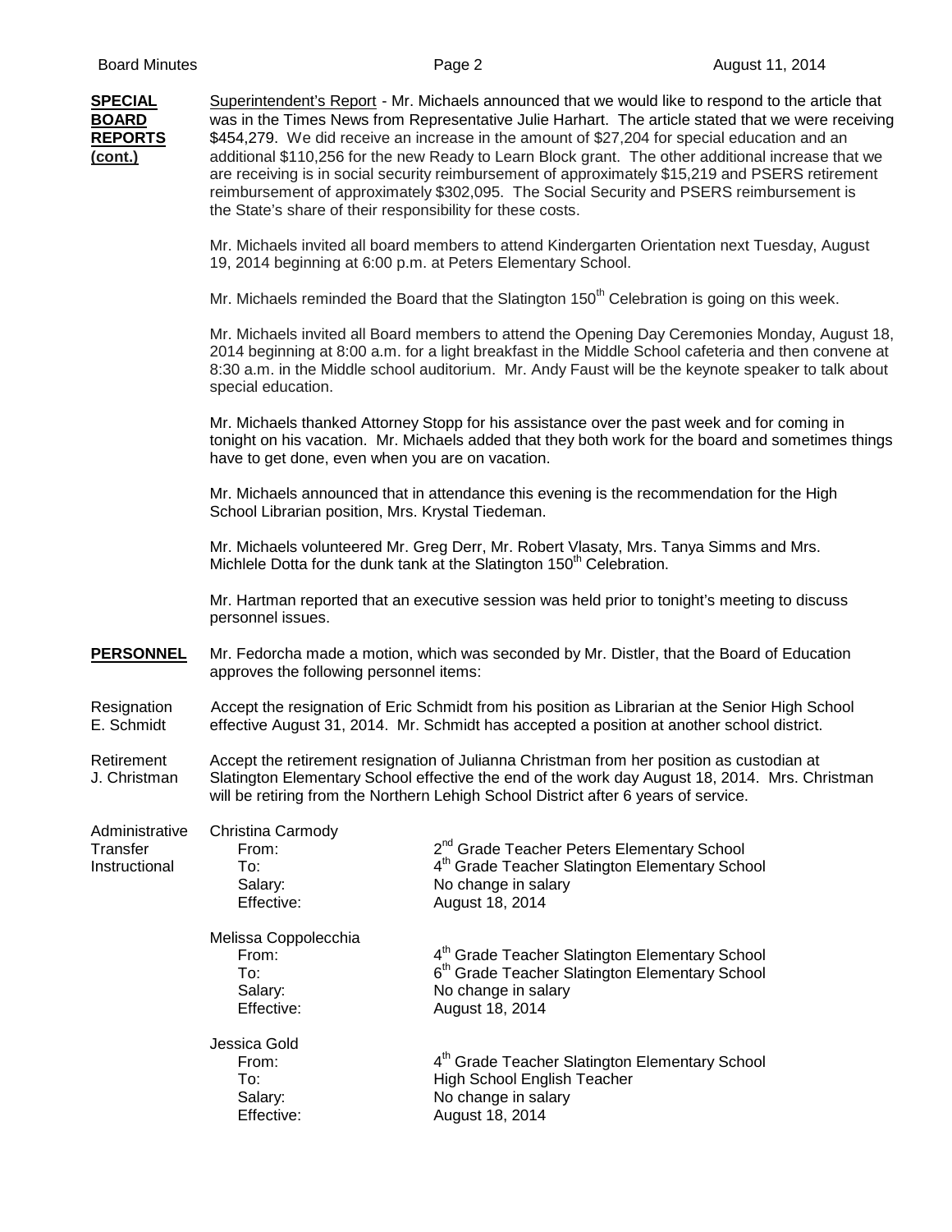**SPECIAL BOARD REPORTS (cont.)**

Superintendent's Report - Mr. Michaels announced that we would like to respond to the article that was in the Times News from Representative Julie Harhart. The article stated that we were receiving $454,279. We did receive an increase in the amount of $27,204 for special education and an additional $110,256 for the new Ready to Learn Block grant. The other additional increase that we are receiving is in social security reimbursement of approximately $15,219 and PSERS retirement reimbursement of approximately $302,095. The Social Security and PSERS reimbursement is the State's share of their responsibility for these costs.

Mr. Michaels invited all board members to attend Kindergarten Orientation next Tuesday, August 19, 2014 beginning at 6:00 p.m. at Peters Elementary School.

Mr. Michaels reminded the Board that the Slatington 150th Celebration is going on this week.

Mr. Michaels invited all Board members to attend the Opening Day Ceremonies Monday, August 18, 2014 beginning at 8:00 a.m. for a light breakfast in the Middle School cafeteria and then convene at 8:30 a.m. in the Middle school auditorium. Mr. Andy Faust will be the keynote speaker to talk about special education.

Mr. Michaels thanked Attorney Stopp for his assistance over the past week and for coming in tonight on his vacation. Mr. Michaels added that they both work for the board and sometimes things have to get done, even when you are on vacation.

Mr. Michaels announced that in attendance this evening is the recommendation for the High School Librarian position, Mrs. Krystal Tiedeman.

Mr. Michaels volunteered Mr. Greg Derr, Mr. Robert Vlasaty, Mrs. Tanya Simms and Mrs. Michlele Dotta for the dunk tank at the Slatington 150th Celebration.

Mr. Hartman reported that an executive session was held prior to tonight's meeting to discuss personnel issues.

**PERSONNEL**

Mr. Fedorcha made a motion, which was seconded by Mr. Distler, that the Board of Education approves the following personnel items:

Resignation
E. Schmidt

Accept the resignation of Eric Schmidt from his position as Librarian at the Senior High School effective August 31, 2014. Mr. Schmidt has accepted a position at another school district.

Retirement
J. Christman

Accept the retirement resignation of Julianna Christman from her position as custodian at Slatington Elementary School effective the end of the work day August 18, 2014. Mrs. Christman will be retiring from the Northern Lehigh School District after 6 years of service.

Administrative Transfer Instructional

Christina Carmody
- From: 2nd Grade Teacher Peters Elementary School
- To: 4th Grade Teacher Slatington Elementary School
- Salary: No change in salary
- Effective: August 18, 2014

Melissa Coppolecchia
- From: 4th Grade Teacher Slatington Elementary School
- To: 6th Grade Teacher Slatington Elementary School
- Salary: No change in salary
- Effective: August 18, 2014

Jessica Gold
- From: 4th Grade Teacher Slatington Elementary School
- To: High School English Teacher
- Salary: No change in salary
- Effective: August 18, 2014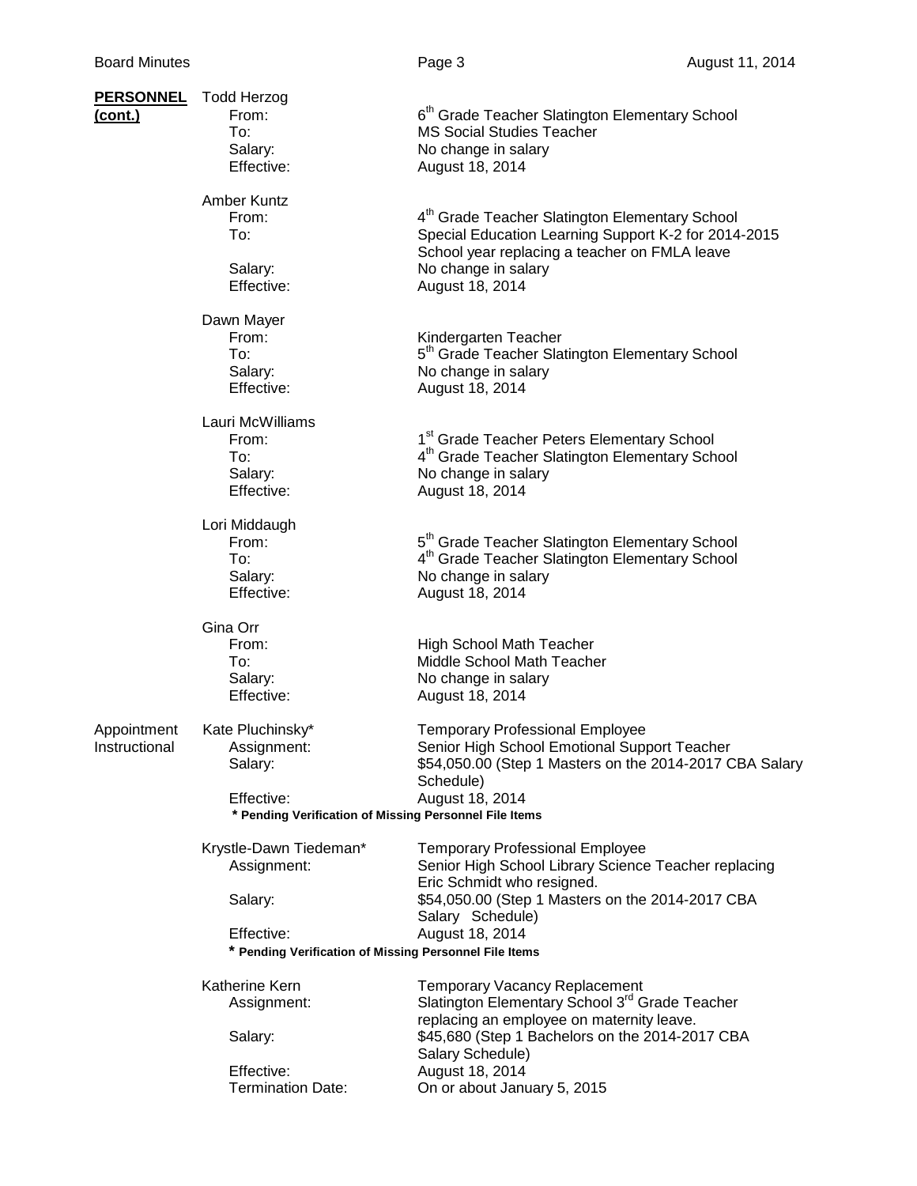**PERSONNEL (cont.)**

Todd Herzog
- From: 6th Grade Teacher Slatington Elementary School
- To: MS Social Studies Teacher
- Salary: No change in salary
- Effective: August 18, 2014

Amber Kuntz
- From: 4th Grade Teacher Slatington Elementary School
- To: Special Education Learning Support K-2 for 2014-2015 School year replacing a teacher on FMLA leave
- Salary: No change in salary
- Effective: August 18, 2014

Dawn Mayer
- From: Kindergarten Teacher
- To: 5th Grade Teacher Slatington Elementary School
- Salary: No change in salary
- Effective: August 18, 2014

Lauri McWilliams
- From: 1st Grade Teacher Peters Elementary School
- To: 4th Grade Teacher Slatington Elementary School
- Salary: No change in salary
- Effective: August 18, 2014

Lori Middaugh
- From: 5th Grade Teacher Slatington Elementary School
- To: 4th Grade Teacher Slatington Elementary School
- Salary: No change in salary
- Effective: August 18, 2014

Gina Orr
- From: High School Math Teacher
- To: Middle School Math Teacher
- Salary: No change in salary
- Effective: August 18, 2014

**Appointment Instructional**

Kate Pluchinsky* — Temporary Professional Employee
- Assignment: Senior High School Emotional Support Teacher
- Salary: $54,050.00 (Step 1 Masters on the 2014-2017 CBA Salary Schedule)
- Effective: August 18, 2014

**\* Pending Verification of Missing Personnel File Items**

Krystle-Dawn Tiedeman* — Temporary Professional Employee
- Assignment: Senior High School Library Science Teacher replacing Eric Schmidt who resigned.
- Salary: $54,050.00 (Step 1 Masters on the 2014-2017 CBA Salary Schedule)
- Effective: August 18, 2014

**\* Pending Verification of Missing Personnel File Items**

Katherine Kern — Temporary Vacancy Replacement
- Assignment: Slatington Elementary School 3rd Grade Teacher replacing an employee on maternity leave.
- Salary: $45,680 (Step 1 Bachelors on the 2014-2017 CBA Salary Schedule)
- Effective: August 18, 2014
- Termination Date: On or about January 5, 2015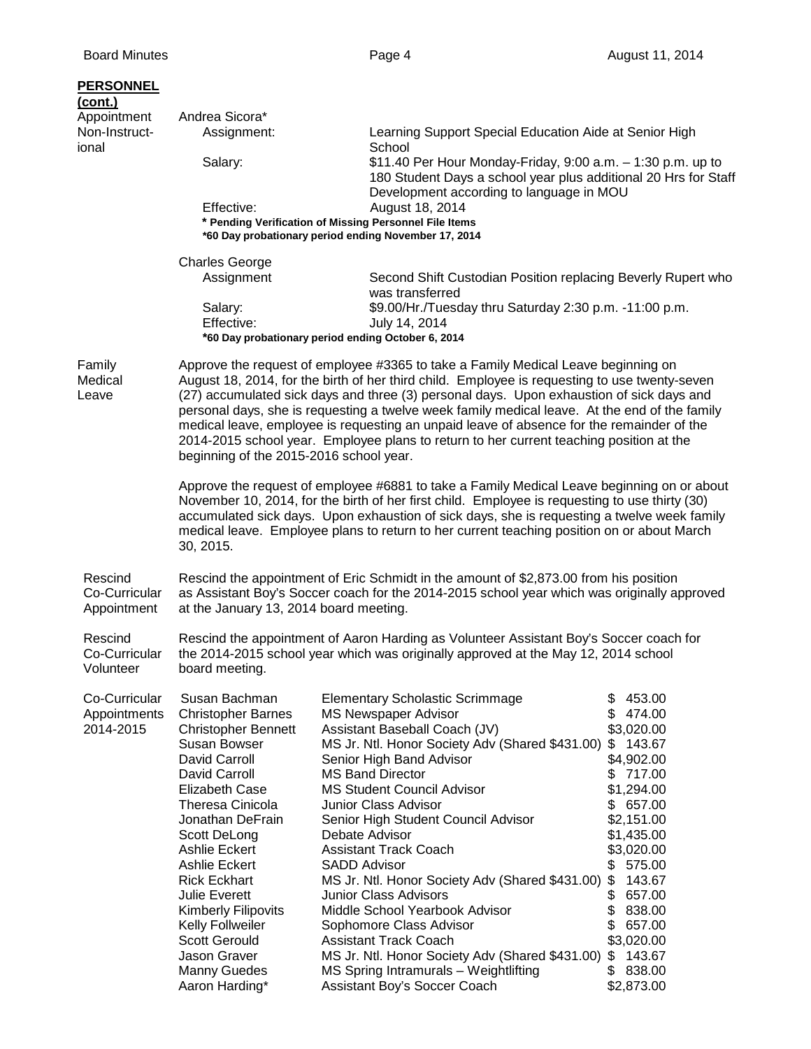**PERSONNEL (cont.)**

**Appointment Non-Instructional**

Andrea Sicora*

| | |
|---|---|
| Assignment: | Learning Support Special Education Aide at Senior High School |
| Salary: | $11.40 Per Hour Monday-Friday, 9:00 a.m. – 1:30 p.m. up to 180 Student Days a school year plus additional 20 Hrs for Staff Development according to language in MOU |
| Effective: | August 18, 2014 |

**\* Pending Verification of Missing Personnel File Items**
**\*60 Day probationary period ending November 17, 2014**

Charles George

| | |
|---|---|
| Assignment | Second Shift Custodian Position replacing Beverly Rupert who was transferred |
| Salary: | $9.00/Hr./Tuesday thru Saturday 2:30 p.m. -11:00 p.m. |
| Effective: | July 14, 2014 |

**\*60 Day probationary period ending October 6, 2014**

**Family Medical Leave**

Approve the request of employee #3365 to take a Family Medical Leave beginning on August 18, 2014, for the birth of her third child. Employee is requesting to use twenty-seven (27) accumulated sick days and three (3) personal days. Upon exhaustion of sick days and personal days, she is requesting a twelve week family medical leave. At the end of the family medical leave, employee is requesting an unpaid leave of absence for the remainder of the 2014-2015 school year. Employee plans to return to her current teaching position at the beginning of the 2015-2016 school year.

Approve the request of employee #6881 to take a Family Medical Leave beginning on or about November 10, 2014, for the birth of her first child. Employee is requesting to use thirty (30) accumulated sick days. Upon exhaustion of sick days, she is requesting a twelve week family medical leave. Employee plans to return to her current teaching position on or about March 30, 2015.

**Rescind Co-Curricular Appointment**

Rescind the appointment of Eric Schmidt in the amount of $2,873.00 from his position as Assistant Boy's Soccer coach for the 2014-2015 school year which was originally approved at the January 13, 2014 board meeting.

**Rescind Co-Curricular Volunteer**

Rescind the appointment of Aaron Harding as Volunteer Assistant Boy's Soccer coach for the 2014-2015 school year which was originally approved at the May 12, 2014 school board meeting.

**Co-Curricular Appointments 2014-2015**

| Name | Position | Amount |
|---|---|---|
| Susan Bachman | Elementary Scholastic Scrimmage | $ 453.00 |
| Christopher Barnes | MS Newspaper Advisor | $ 474.00 |
| Christopher Bennett | Assistant Baseball Coach (JV) | $3,020.00 |
| Susan Bowser | MS Jr. Ntl. Honor Society Adv (Shared $431.00) | $ 143.67 |
| David Carroll | Senior High Band Advisor | $4,902.00 |
| David Carroll | MS Band Director | $ 717.00 |
| Elizabeth Case | MS Student Council Advisor | $1,294.00 |
| Theresa Cinicola | Junior Class Advisor | $ 657.00 |
| Jonathan DeFrain | Senior High Student Council Advisor | $2,151.00 |
| Scott DeLong | Debate Advisor | $1,435.00 |
| Ashlie Eckert | Assistant Track Coach | $3,020.00 |
| Ashlie Eckert | SADD Advisor | $ 575.00 |
| Rick Eckhart | MS Jr. Ntl. Honor Society Adv (Shared $431.00) | $ 143.67 |
| Julie Everett | Junior Class Advisors | $ 657.00 |
| Kimberly Filipovits | Middle School Yearbook Advisor | $ 838.00 |
| Kelly Follweiler | Sophomore Class Advisor | $ 657.00 |
| Scott Gerould | Assistant Track Coach | $3,020.00 |
| Jason Graver | MS Jr. Ntl. Honor Society Adv (Shared $431.00) | $ 143.67 |
| Manny Guedes | MS Spring Intramurals – Weightlifting | $ 838.00 |
| Aaron Harding* | Assistant Boy's Soccer Coach | $2,873.00 |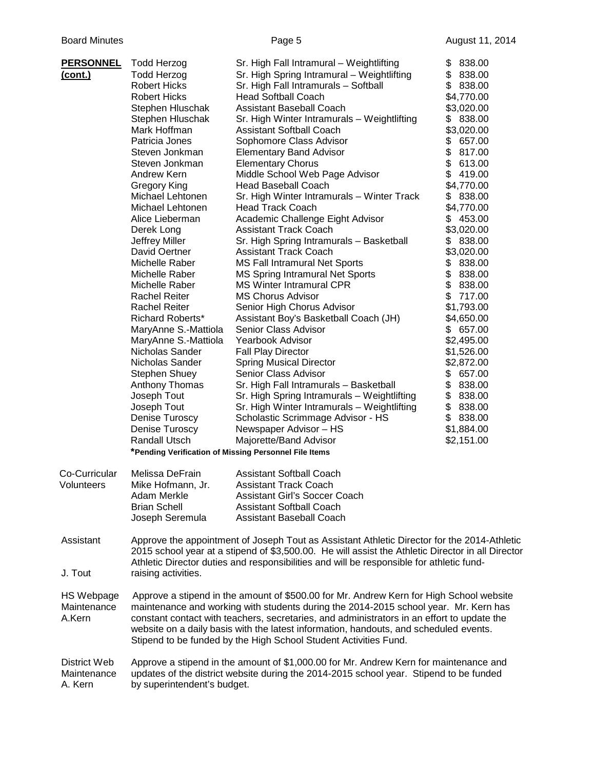**PERSONNEL (cont.)**

| Name | Position | Stipend |
|---|---|---|
| Todd Herzog | Sr. High Fall Intramural – Weightlifting | $ 838.00 |
| Todd Herzog | Sr. High Spring Intramural – Weightlifting | $ 838.00 |
| Robert Hicks | Sr. High Fall Intramurals – Softball | $ 838.00 |
| Robert Hicks | Head Softball Coach | $4,770.00 |
| Stephen Hluschak | Assistant Baseball Coach | $3,020.00 |
| Stephen Hluschak | Sr. High Winter Intramurals – Weightlifting | $ 838.00 |
| Mark Hoffman | Assistant Softball Coach | $3,020.00 |
| Patricia Jones | Sophomore Class Advisor | $ 657.00 |
| Steven Jonkman | Elementary Band Advisor | $ 817.00 |
| Steven Jonkman | Elementary Chorus | $ 613.00 |
| Andrew Kern | Middle School Web Page Advisor | $ 419.00 |
| Gregory King | Head Baseball Coach | $4,770.00 |
| Michael Lehtonen | Sr. High Winter Intramurals – Winter Track | $ 838.00 |
| Michael Lehtonen | Head Track Coach | $4,770.00 |
| Alice Lieberman | Academic Challenge Eight Advisor | $ 453.00 |
| Derek Long | Assistant Track Coach | $3,020.00 |
| Jeffrey Miller | Sr. High Spring Intramurals – Basketball | $ 838.00 |
| David Oertner | Assistant Track Coach | $3,020.00 |
| Michelle Raber | MS Fall Intramural Net Sports | $ 838.00 |
| Michelle Raber | MS Spring Intramural Net Sports | $ 838.00 |
| Michelle Raber | MS Winter Intramural CPR | $ 838.00 |
| Rachel Reiter | MS Chorus Advisor | $ 717.00 |
| Rachel Reiter | Senior High Chorus Advisor | $1,793.00 |
| Richard Roberts* | Assistant Boy's Basketball Coach (JH) | $4,650.00 |
| MaryAnne S.-Mattiola | Senior Class Advisor | $ 657.00 |
| MaryAnne S.-Mattiola | Yearbook Advisor | $2,495.00 |
| Nicholas Sander | Fall Play Director | $1,526.00 |
| Nicholas Sander | Spring Musical Director | $2,872.00 |
| Stephen Shuey | Senior Class Advisor | $ 657.00 |
| Anthony Thomas | Sr. High Fall Intramurals – Basketball | $ 838.00 |
| Joseph Tout | Sr. High Spring Intramurals – Weightlifting | $ 838.00 |
| Joseph Tout | Sr. High Winter Intramurals – Weightlifting | $ 838.00 |
| Denise Turoscy | Scholastic Scrimmage Advisor - HS | $ 838.00 |
| Denise Turoscy | Newspaper Advisor – HS | $1,884.00 |
| Randall Utsch | Majorette/Band Advisor | $2,151.00 |

***Pending Verification of Missing Personnel File Items**

**Co-Curricular Volunteers**

| Name | Position |
|---|---|
| Melissa DeFrain | Assistant Softball Coach |
| Mike Hofmann, Jr. | Assistant Track Coach |
| Adam Merkle | Assistant Girl's Soccer Coach |
| Brian Schell | Assistant Softball Coach |
| Joseph Seremula | Assistant Baseball Coach |

**Assistant Athletic Director J. Tout**

Approve the appointment of Joseph Tout as Assistant Athletic Director for the 2014-2015 school year at a stipend of $3,500.00. He will assist the Athletic Director in all Athletic Director duties and responsibilities and will be responsible for athletic fund-raising activities.

**HS Webpage Maintenance A.Kern**

Approve a stipend in the amount of $500.00 for Mr. Andrew Kern for High School website maintenance and working with students during the 2014-2015 school year. Mr. Kern has constant contact with teachers, secretaries, and administrators in an effort to update the website on a daily basis with the latest information, handouts, and scheduled events. Stipend to be funded by the High School Student Activities Fund.

**District Web Maintenance A. Kern**

Approve a stipend in the amount of $1,000.00 for Mr. Andrew Kern for maintenance and updates of the district website during the 2014-2015 school year. Stipend to be funded by superintendent's budget.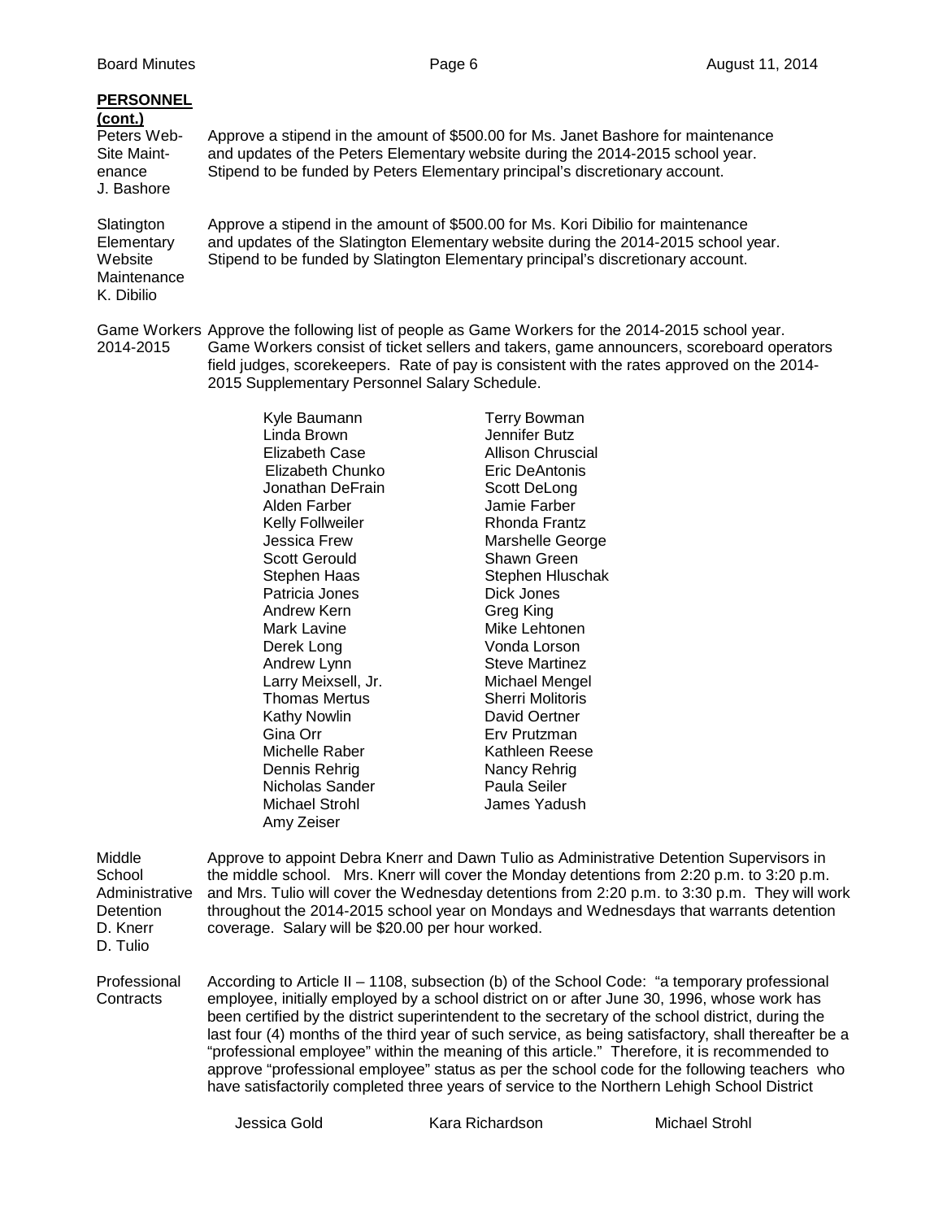**PERSONNEL (cont.)**

Peters Web-Site Maintenance J. Bashore

Approve a stipend in the amount of $500.00 for Ms. Janet Bashore for maintenance and updates of the Peters Elementary website during the 2014-2015 school year. Stipend to be funded by Peters Elementary principal's discretionary account.

Slatington Elementary Website Maintenance K. Dibilio

Approve a stipend in the amount of $500.00 for Ms. Kori Dibilio for maintenance and updates of the Slatington Elementary website during the 2014-2015 school year. Stipend to be funded by Slatington Elementary principal's discretionary account.

Game Workers 2014-2015

Approve the following list of people as Game Workers for the 2014-2015 school year. Game Workers consist of ticket sellers and takers, game announcers, scoreboard operators field judges, scorekeepers. Rate of pay is consistent with the rates approved on the 2014-2015 Supplementary Personnel Salary Schedule.

| | |
|---|---|
| Kyle Baumann | Terry Bowman |
| Linda Brown | Jennifer Butz |
| Elizabeth Case | Allison Chruscial |
| Elizabeth Chunko | Eric DeAntonis |
| Jonathan DeFrain | Scott DeLong |
| Alden Farber | Jamie Farber |
| Kelly Follweiler | Rhonda Frantz |
| Jessica Frew | Marshelle George |
| Scott Gerould | Shawn Green |
| Stephen Haas | Stephen Hluschak |
| Patricia Jones | Dick Jones |
| Andrew Kern | Greg King |
| Mark Lavine | Mike Lehtonen |
| Derek Long | Vonda Lorson |
| Andrew Lynn | Steve Martinez |
| Larry Meixsell, Jr. | Michael Mengel |
| Thomas Mertus | Sherri Molitoris |
| Kathy Nowlin | David Oertner |
| Gina Orr | Erv Prutzman |
| Michelle Raber | Kathleen Reese |
| Dennis Rehrig | Nancy Rehrig |
| Nicholas Sander | Paula Seiler |
| Michael Strohl | James Yadush |
| Amy Zeiser | |

Middle School Administrative Detention D. Knerr D. Tulio

Approve to appoint Debra Knerr and Dawn Tulio as Administrative Detention Supervisors in the middle school. Mrs. Knerr will cover the Monday detentions from 2:20 p.m. to 3:20 p.m. and Mrs. Tulio will cover the Wednesday detentions from 2:20 p.m. to 3:30 p.m. They will work throughout the 2014-2015 school year on Mondays and Wednesdays that warrants detention coverage. Salary will be $20.00 per hour worked.

Professional Contracts

According to Article II – 1108, subsection (b) of the School Code: "a temporary professional employee, initially employed by a school district on or after June 30, 1996, whose work has been certified by the district superintendent to the secretary of the school district, during the last four (4) months of the third year of such service, as being satisfactory, shall thereafter be a "professional employee" within the meaning of this article." Therefore, it is recommended to approve "professional employee" status as per the school code for the following teachers who have satisfactorily completed three years of service to the Northern Lehigh School District

| | | |
|---|---|---|
| Jessica Gold | Kara Richardson | Michael Strohl |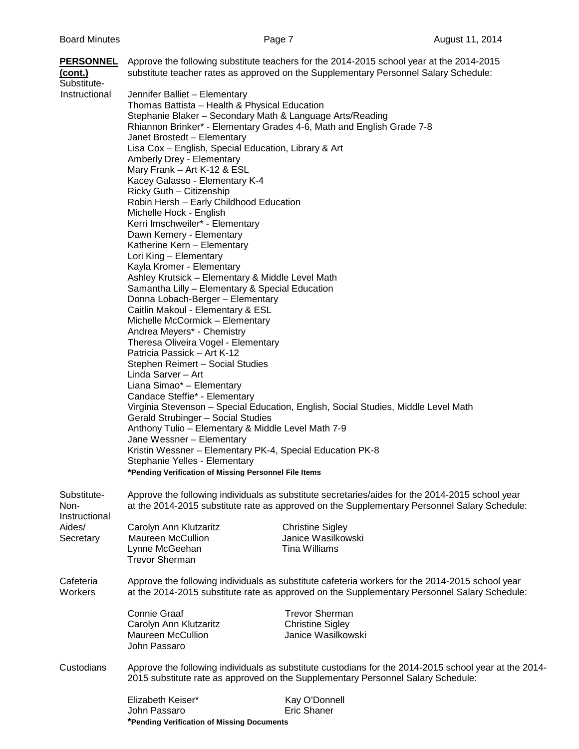**PERSONNEL (cont.)**

Substitute-Instructional

Approve the following substitute teachers for the 2014-2015 school year at the 2014-2015 substitute teacher rates as approved on the Supplementary Personnel Salary Schedule:

Jennifer Balliet – Elementary
Thomas Battista – Health & Physical Education
Stephanie Blaker – Secondary Math & Language Arts/Reading
Rhiannon Brinker* - Elementary Grades 4-6, Math and English Grade 7-8
Janet Brostedt – Elementary
Lisa Cox – English, Special Education, Library & Art
Amberly Drey - Elementary
Mary Frank – Art K-12 & ESL
Kacey Galasso - Elementary K-4
Ricky Guth – Citizenship
Robin Hersh – Early Childhood Education
Michelle Hock - English
Kerri Imschweiler* - Elementary
Dawn Kemery - Elementary
Katherine Kern – Elementary
Lori King – Elementary
Kayla Kromer - Elementary
Ashley Krutsick – Elementary & Middle Level Math
Samantha Lilly – Elementary & Special Education
Donna Lobach-Berger – Elementary
Caitlin Makoul - Elementary & ESL
Michelle McCormick – Elementary
Andrea Meyers* - Chemistry
Theresa Oliveira Vogel - Elementary
Patricia Passick – Art K-12
Stephen Reimert – Social Studies
Linda Sarver – Art
Liana Simao* – Elementary
Candace Steffie* - Elementary
Virginia Stevenson – Special Education, English, Social Studies, Middle Level Math
Gerald Strubinger – Social Studies
Anthony Tulio – Elementary & Middle Level Math 7-9
Jane Wessner – Elementary
Kristin Wessner – Elementary PK-4, Special Education PK-8
Stephanie Yelles - Elementary

**\*Pending Verification of Missing Personnel File Items**

Substitute-Non-Instructional Aides/Secretary

Approve the following individuals as substitute secretaries/aides for the 2014-2015 school year at the 2014-2015 substitute rate as approved on the Supplementary Personnel Salary Schedule:

Carolyn Ann Klutzaritz
Maureen McCullion
Lynne McGeehan
Trevor Sherman
Christine Sigley
Janice Wasilkowski
Tina Williams

Cafeteria Workers

Approve the following individuals as substitute cafeteria workers for the 2014-2015 school year at the 2014-2015 substitute rate as approved on the Supplementary Personnel Salary Schedule:

Connie Graaf
Carolyn Ann Klutzaritz
Maureen McCullion
John Passaro
Trevor Sherman
Christine Sigley
Janice Wasilkowski

Custodians

Approve the following individuals as substitute custodians for the 2014-2015 school year at the 2014-2015 substitute rate as approved on the Supplementary Personnel Salary Schedule:

Elizabeth Keiser*
John Passaro
Kay O'Donnell
Eric Shaner

**\*Pending Verification of Missing Documents**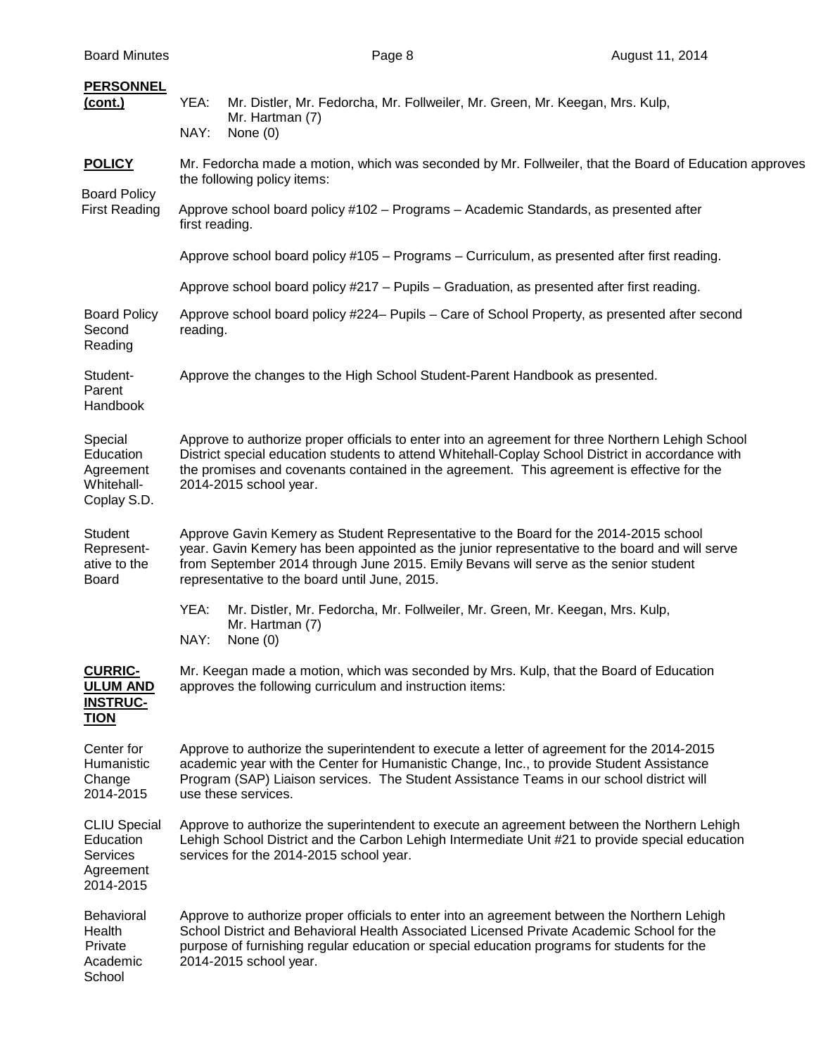**PERSONNEL (cont.)**

YEA: Mr. Distler, Mr. Fedorcha, Mr. Follweiler, Mr. Green, Mr. Keegan, Mrs. Kulp, Mr. Hartman (7)
NAY: None (0)

**POLICY**

Mr. Fedorcha made a motion, which was seconded by Mr. Follweiler, that the Board of Education approves the following policy items:

Board Policy First Reading

Approve school board policy #102 – Programs – Academic Standards, as presented after first reading.

Approve school board policy #105 – Programs – Curriculum, as presented after first reading.

Approve school board policy #217 – Pupils – Graduation, as presented after first reading.

Board Policy Second Reading

Approve school board policy #224– Pupils – Care of School Property, as presented after second reading.

Student-Parent Handbook

Approve the changes to the High School Student-Parent Handbook as presented.

Special Education Agreement Whitehall-Coplay S.D.

Approve to authorize proper officials to enter into an agreement for three Northern Lehigh School District special education students to attend Whitehall-Coplay School District in accordance with the promises and covenants contained in the agreement. This agreement is effective for the 2014-2015 school year.

Student Representative to the Board

Approve Gavin Kemery as Student Representative to the Board for the 2014-2015 school year. Gavin Kemery has been appointed as the junior representative to the board and will serve from September 2014 through June 2015. Emily Bevans will serve as the senior student representative to the board until June, 2015.

YEA: Mr. Distler, Mr. Fedorcha, Mr. Follweiler, Mr. Green, Mr. Keegan, Mrs. Kulp, Mr. Hartman (7)
NAY: None (0)

**CURRICULUM AND INSTRUCTION**

Mr. Keegan made a motion, which was seconded by Mrs. Kulp, that the Board of Education approves the following curriculum and instruction items:

Center for Humanistic Change 2014-2015

Approve to authorize the superintendent to execute a letter of agreement for the 2014-2015 academic year with the Center for Humanistic Change, Inc., to provide Student Assistance Program (SAP) Liaison services. The Student Assistance Teams in our school district will use these services.

CLIU Special Education Services Agreement 2014-2015

Approve to authorize the superintendent to execute an agreement between the Northern Lehigh Lehigh School District and the Carbon Lehigh Intermediate Unit #21 to provide special education services for the 2014-2015 school year.

Behavioral Health Private Academic School

Approve to authorize proper officials to enter into an agreement between the Northern Lehigh School District and Behavioral Health Associated Licensed Private Academic School for the purpose of furnishing regular education or special education programs for students for the 2014-2015 school year.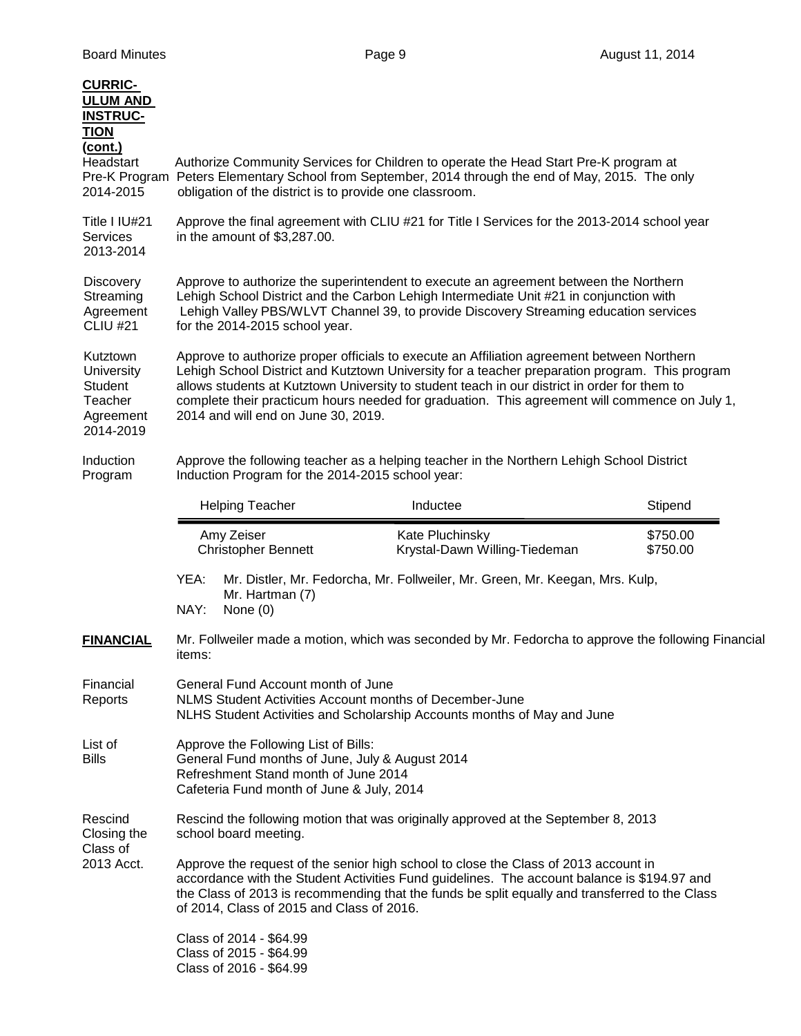**CURRICULUM AND INSTRUCTION (cont.)**

**Headstart Pre-K Program 2014-2015**

Authorize Community Services for Children to operate the Head Start Pre-K program at Peters Elementary School from September, 2014 through the end of May, 2015. The only obligation of the district is to provide one classroom.

**Title I IU#21 Services 2013-2014**

Approve the final agreement with CLIU #21 for Title I Services for the 2013-2014 school year in the amount of $3,287.00.

**Discovery Streaming Agreement CLIU #21**

Approve to authorize the superintendent to execute an agreement between the Northern Lehigh School District and the Carbon Lehigh Intermediate Unit #21 in conjunction with Lehigh Valley PBS/WLVT Channel 39, to provide Discovery Streaming education services for the 2014-2015 school year.

**Kutztown University Student Teacher Agreement 2014-2019**

Approve to authorize proper officials to execute an Affiliation agreement between Northern Lehigh School District and Kutztown University for a teacher preparation program. This program allows students at Kutztown University to student teach in our district in order for them to complete their practicum hours needed for graduation. This agreement will commence on July 1, 2014 and will end on June 30, 2019.

**Induction Program**

Approve the following teacher as a helping teacher in the Northern Lehigh School District Induction Program for the 2014-2015 school year:

| Helping Teacher | Inductee | Stipend |
|---|---|---|
| Amy Zeiser | Kate Pluchinsky | $750.00 |
| Christopher Bennett | Krystal-Dawn Willing-Tiedeman | $750.00 |

YEA: Mr. Distler, Mr. Fedorcha, Mr. Follweiler, Mr. Green, Mr. Keegan, Mrs. Kulp, Mr. Hartman (7)
NAY: None (0)

**FINANCIAL**

Mr. Follweiler made a motion, which was seconded by Mr. Fedorcha to approve the following Financial items:

**Financial Reports**

General Fund Account month of June
NLMS Student Activities Account months of December-June
NLHS Student Activities and Scholarship Accounts months of May and June

**List of Bills**

Approve the Following List of Bills:
General Fund months of June, July & August 2014
Refreshment Stand month of June 2014
Cafeteria Fund month of June & July, 2014

**Rescind Closing the Class of 2013 Acct.**

Rescind the following motion that was originally approved at the September 8, 2013 school board meeting.

Approve the request of the senior high school to close the Class of 2013 account in accordance with the Student Activities Fund guidelines. The account balance is $194.97 and the Class of 2013 is recommending that the funds be split equally and transferred to the Class of 2014, Class of 2015 and Class of 2016.

Class of 2014 - $64.99
Class of 2015 - $64.99
Class of 2016 - $64.99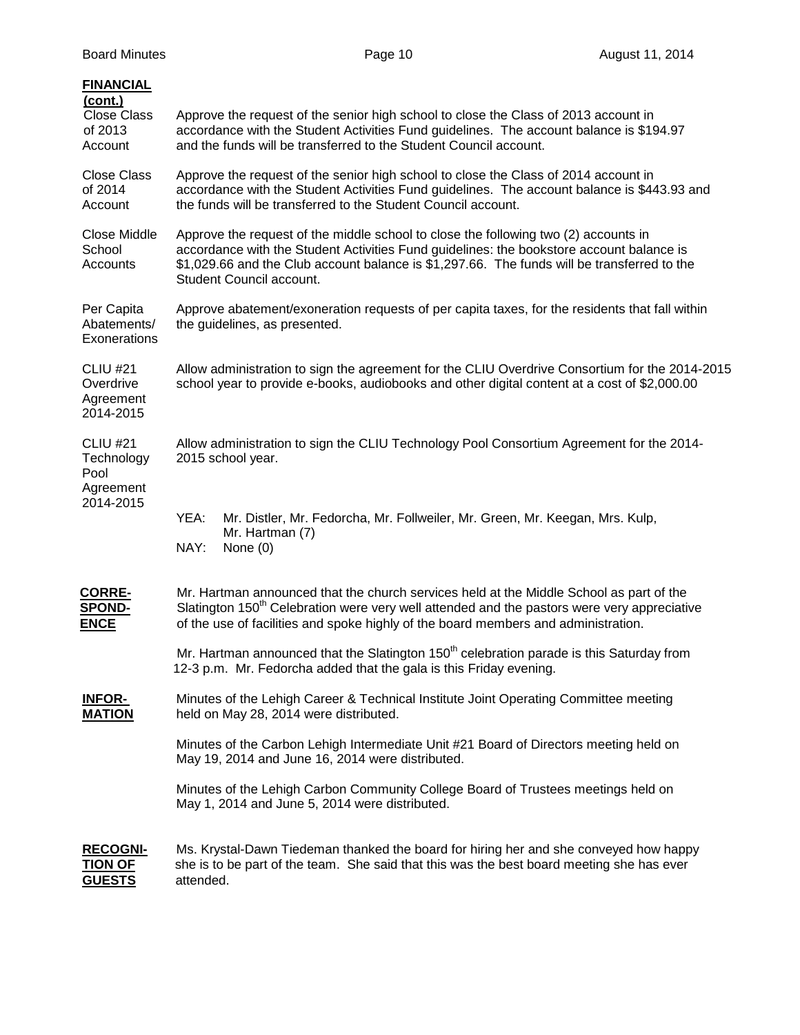**FINANCIAL (cont.)**

**Close Class of 2013 Account**
Approve the request of the senior high school to close the Class of 2013 account in accordance with the Student Activities Fund guidelines. The account balance is $194.97 and the funds will be transferred to the Student Council account.

**Close Class of 2014 Account**
Approve the request of the senior high school to close the Class of 2014 account in accordance with the Student Activities Fund guidelines. The account balance is $443.93 and the funds will be transferred to the Student Council account.

**Close Middle School Accounts**
Approve the request of the middle school to close the following two (2) accounts in accordance with the Student Activities Fund guidelines: the bookstore account balance is $1,029.66 and the Club account balance is $1,297.66. The funds will be transferred to the Student Council account.

**Per Capita Abatements/ Exonerations**
Approve abatement/exoneration requests of per capita taxes, for the residents that fall within the guidelines, as presented.

**CLIU #21 Overdrive Agreement 2014-2015**
Allow administration to sign the agreement for the CLIU Overdrive Consortium for the 2014-2015 school year to provide e-books, audiobooks and other digital content at a cost of $2,000.00

**CLIU #21 Technology Pool Agreement 2014-2015**
Allow administration to sign the CLIU Technology Pool Consortium Agreement for the 2014-2015 school year.

YEA: Mr. Distler, Mr. Fedorcha, Mr. Follweiler, Mr. Green, Mr. Keegan, Mrs. Kulp, Mr. Hartman (7)
NAY: None (0)

**CORRESPONDENCE**

Mr. Hartman announced that the church services held at the Middle School as part of the Slatington 150th Celebration were very well attended and the pastors were very appreciative of the use of facilities and spoke highly of the board members and administration.

Mr. Hartman announced that the Slatington 150th celebration parade is this Saturday from 12-3 p.m. Mr. Fedorcha added that the gala is this Friday evening.

**INFORMATION**

Minutes of the Lehigh Career & Technical Institute Joint Operating Committee meeting held on May 28, 2014 were distributed.

Minutes of the Carbon Lehigh Intermediate Unit #21 Board of Directors meeting held on May 19, 2014 and June 16, 2014 were distributed.

Minutes of the Lehigh Carbon Community College Board of Trustees meetings held on May 1, 2014 and June 5, 2014 were distributed.

**RECOGNITION OF GUESTS**

Ms. Krystal-Dawn Tiedeman thanked the board for hiring her and she conveyed how happy she is to be part of the team. She said that this was the best board meeting she has ever attended.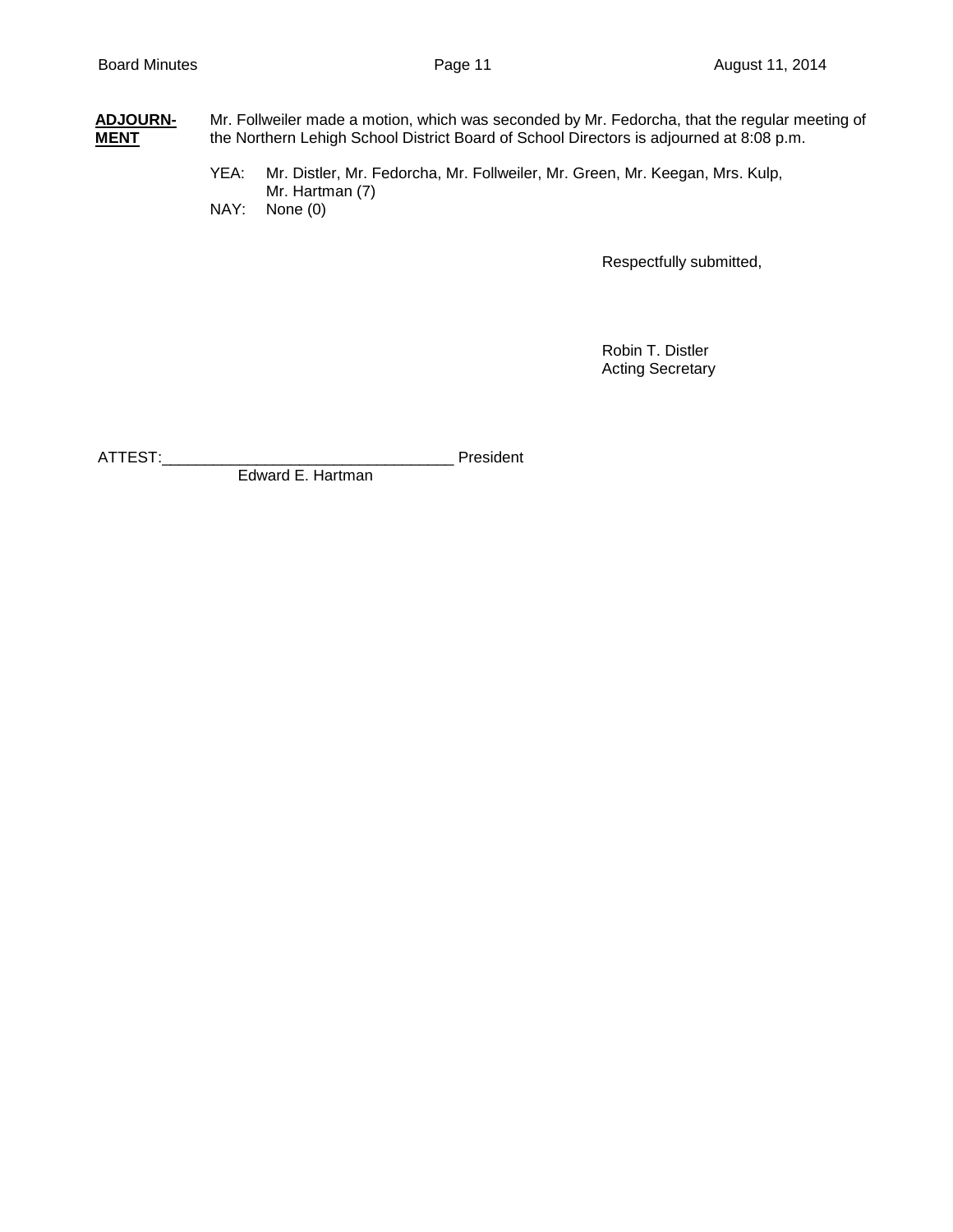**ADJOURNMENT**

Mr. Follweiler made a motion, which was seconded by Mr. Fedorcha, that the regular meeting of the Northern Lehigh School District Board of School Directors is adjourned at 8:08 p.m.

YEA: Mr. Distler, Mr. Fedorcha, Mr. Follweiler, Mr. Green, Mr. Keegan, Mrs. Kulp, Mr. Hartman (7)
NAY: None (0)

Respectfully submitted,

Robin T. Distler
Acting Secretary

ATTEST:_________________________________ President
Edward E. Hartman